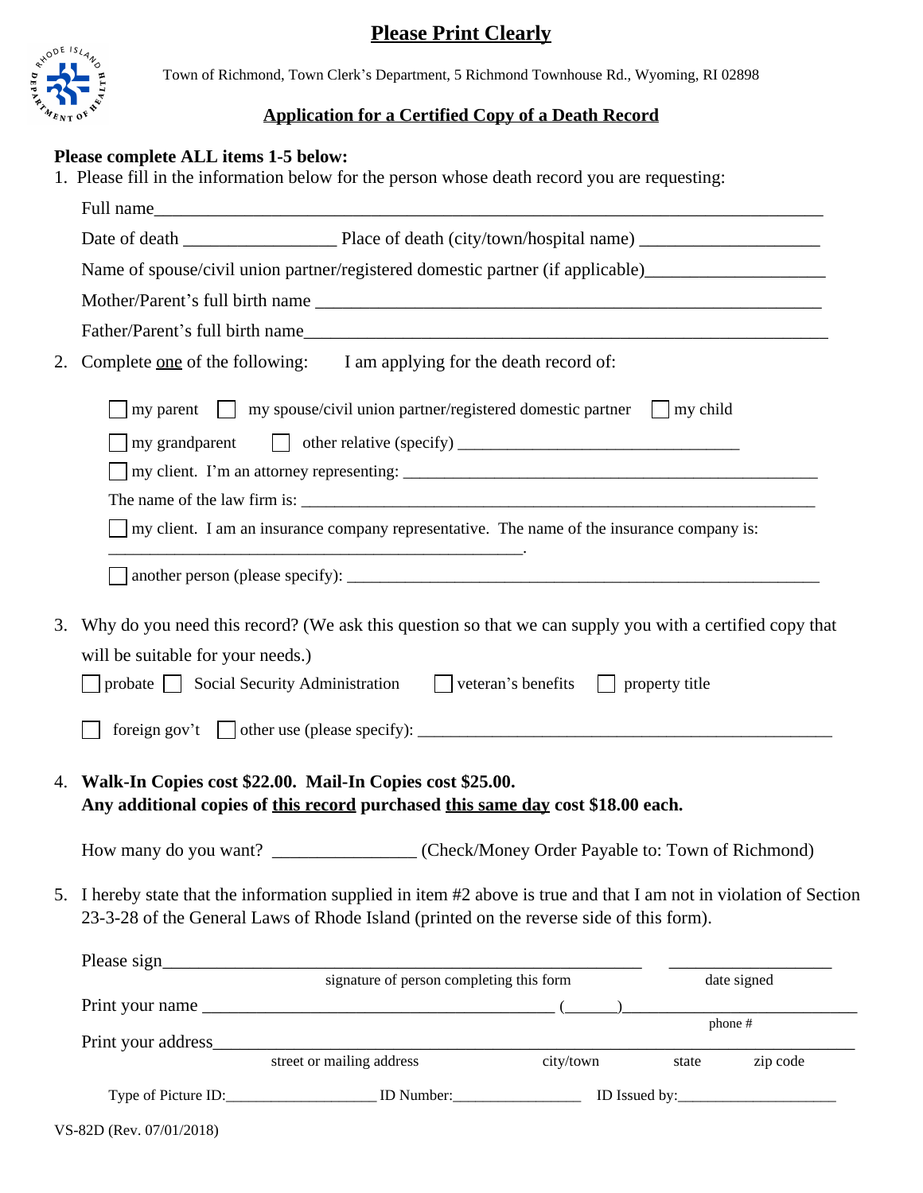# Please Print Clearly

Town of Richmond, Town Clerk's Department, 5 Richmond Townhouse Rd., Wyoming, RI 02898

## Application for a Certified Copy of a Death Record

**Please complete ALL items 1-5 below:**

1. Please fill in the information below for the person whose death record you are requesting:

   Full name_______________________________________________________________________________

   Date of death _________________ Place of death (city/town/hospital name) ____________________

   Name of spouse/civil union partner/registered domestic partner (if applicable)____________________

   Mother/Parent's full birth name __________________________________________________________

   Father/Parent's full birth name___________________________________________________________

2. Complete one of the following: I am applying for the death record of:

   ☐ my parent ☐ my spouse/civil union partner/registered domestic partner ☐ my child

   ☐ my grandparent ☐ other relative (specify) _________________________________

   ☐ my client. I'm an attorney representing: ___________________________________________________

   The name of the law firm is: _______________________________________________________________

   ☐ my client. I am an insurance company representative. The name of the insurance company is: _________________________________________________.

   ☐ another person (please specify): ________________________________________________________

3. Why do you need this record? (We ask this question so that we can supply you with a certified copy that will be suitable for your needs.)

   ☐ probate ☐ Social Security Administration ☐ veteran's benefits ☐ property title

   ☐ foreign gov't ☐ other use (please specify): ________________________________________________

4. **Walk-In Copies cost $22.00. Mail-In Copies cost $25.00.**
   **Any additional copies of this record purchased this same day cost $18.00 each.**

   How many do you want? _______________ (Check/Money Order Payable to: Town of Richmond)

5. I hereby state that the information supplied in item #2 above is true and that I am not in violation of Section 23-3-28 of the General Laws of Rhode Island (printed on the reverse side of this form).

   Please sign________________________________________________ ___________________
   signature of person completing this form date signed

   Print your name ________________________________________ (______)_________________________
   phone #

   Print your address____________________________________________________________________
   street or mailing address city/town state zip code

   Type of Picture ID:___________________ ID Number:________________ ID Issued by:____________________

VS-82D (Rev. 07/01/2018)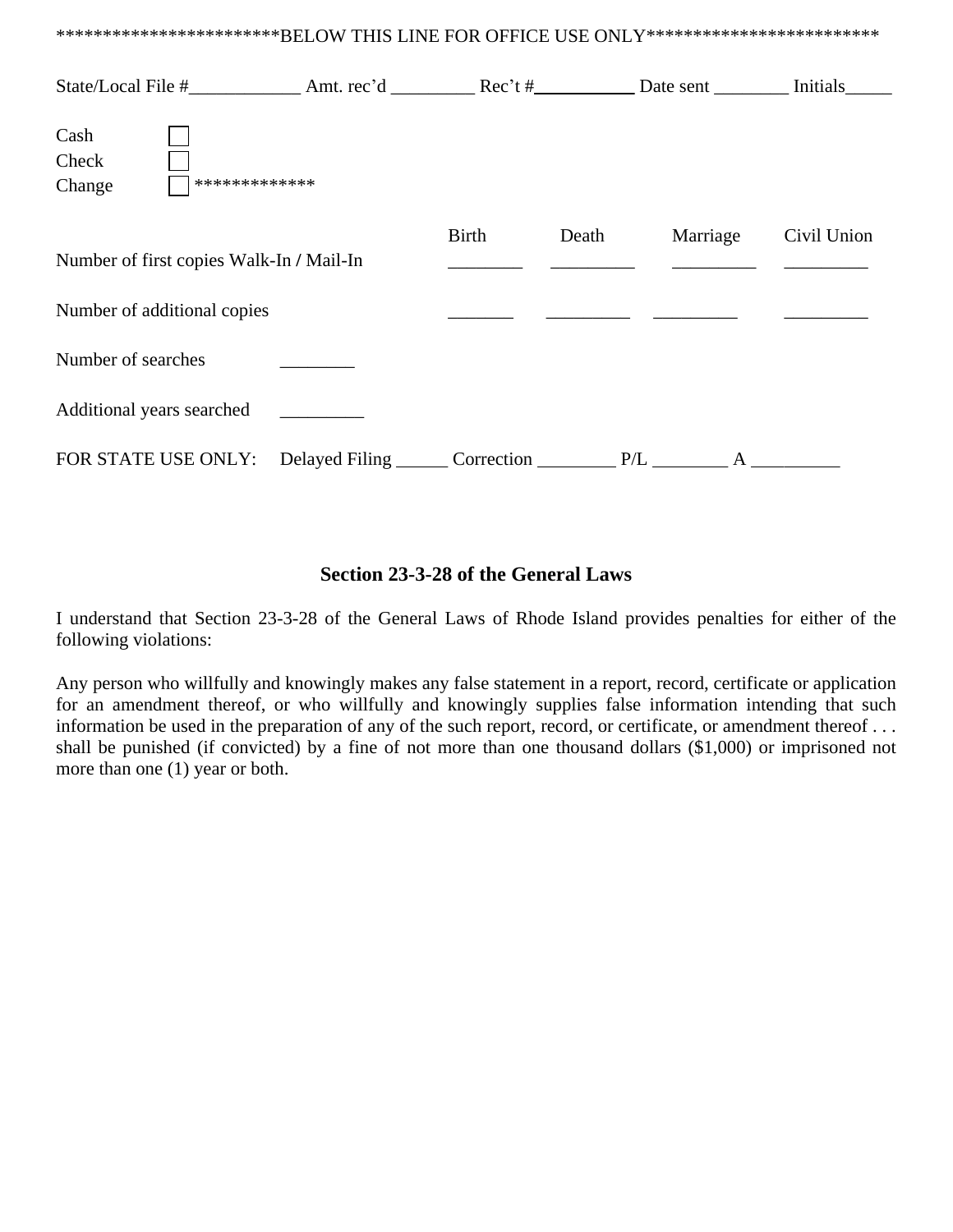************************BELOW THIS LINE FOR OFFICE USE ONLY*************************

State/Local File #____________ Amt. rec'd _________ Rec't #___________ Date sent ________ Initials_____

Cash ☐
Check ☐
Change ☐ *************

| | Birth | Death | Marriage | Civil Union |
|---|---|---|---|---|
| Number of first copies Walk-In / Mail-In | ________ | _________ | _________ | _________ |
| Number of additional copies | _______ | _________ | _________ | _________ |

Number of searches ________

Additional years searched _________

FOR STATE USE ONLY: Delayed Filing ______ Correction ________ P/L ________ A __________

## Section 23-3-28 of the General Laws

I understand that Section 23-3-28 of the General Laws of Rhode Island provides penalties for either of the following violations:

Any person who willfully and knowingly makes any false statement in a report, record, certificate or application for an amendment thereof, or who willfully and knowingly supplies false information intending that such information be used in the preparation of any of the such report, record, or certificate, or amendment thereof . . . shall be punished (if convicted) by a fine of not more than one thousand dollars ($1,000) or imprisoned not more than one (1) year or both.